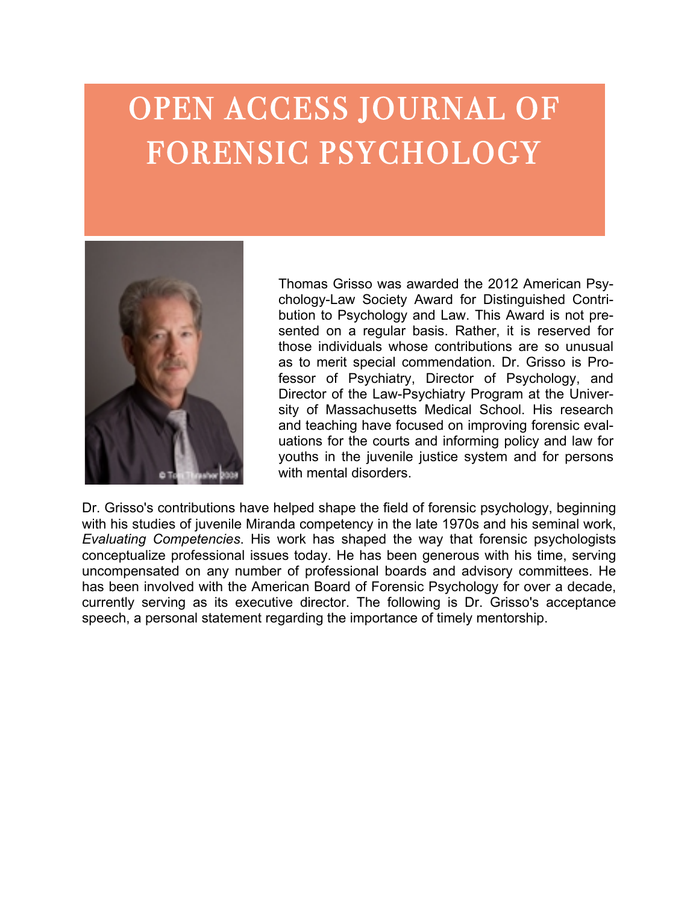# OPEN ACCESS JOURNAL OF FORENSIC PSYCHOLOGY

Thomas Grisso was awarded the 2012 American Psychology-Law Society Award for Distinguished Contribution to Psychology and Law. This Award is not presented on a regular basis. Rather, it is reserved for those individuals whose contributions are so unusual as to merit special commendation. Dr. Grisso is Professor of Psychiatry, Director of Psychology, and Director of the Law-Psychiatry Program at the University of Massachusetts Medical School. His research and teaching have focused on improving forensic evaluations for the courts and informing policy and law for youths in the juvenile justice system and for persons with mental disorders.

Dr. Grisso's contributions have helped shape the field of forensic psychology, beginning with his studies of juvenile Miranda competency in the late 1970s and his seminal work, *Evaluating Competencies*. His work has shaped the way that forensic psychologists conceptualize professional issues today. He has been generous with his time, serving uncompensated on any number of professional boards and advisory committees. He has been involved with the American Board of Forensic Psychology for over a decade, currently serving as its executive director. The following is Dr. Grisso's acceptance speech, a personal statement regarding the importance of timely mentorship.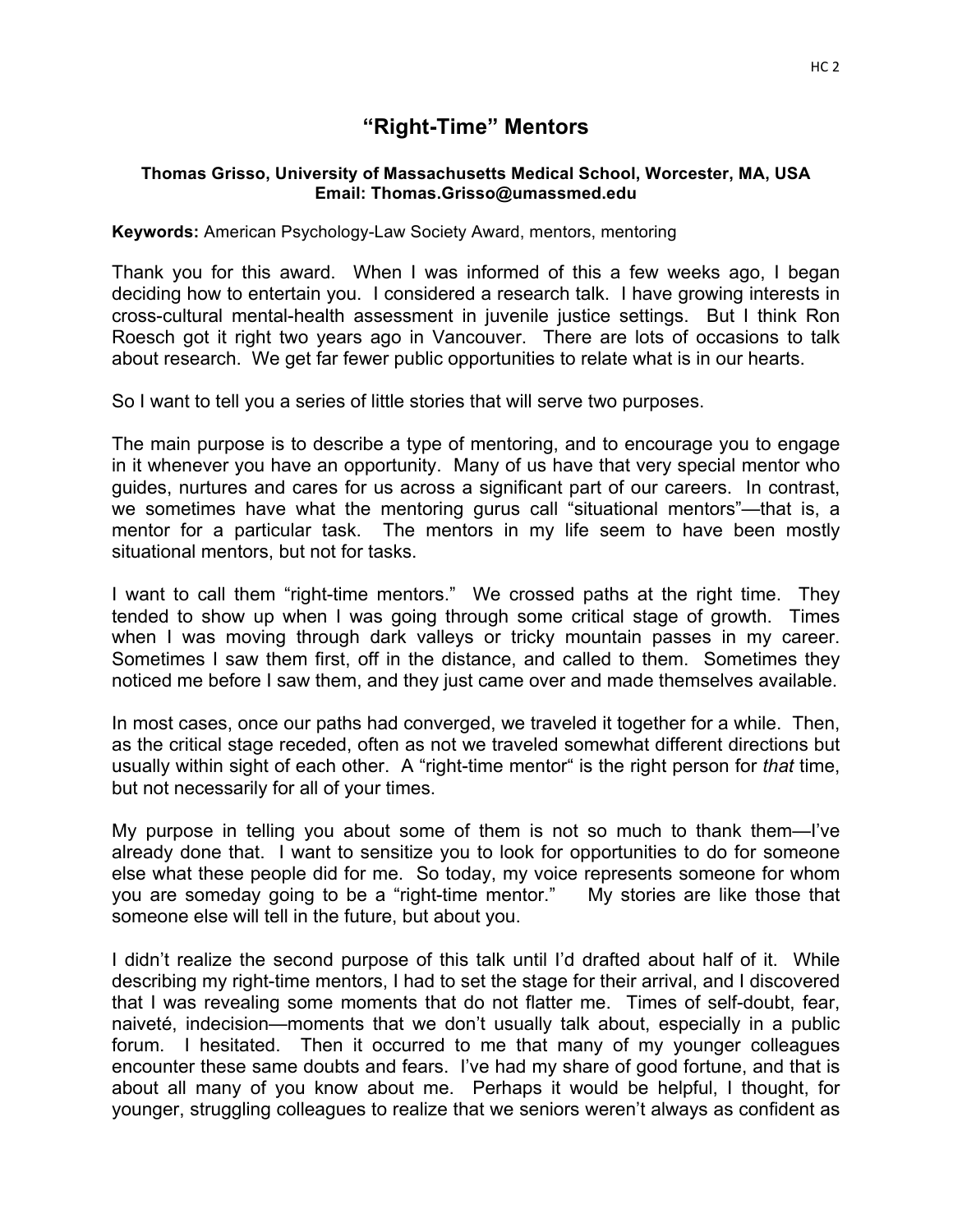# "Right-Time" Mentors

**Thomas Grisso, University of Massachusetts Medical School, Worcester, MA, USA**
**Email: Thomas.Grisso@umassmed.edu**

**Keywords:** American Psychology-Law Society Award, mentors, mentoring

Thank you for this award. When I was informed of this a few weeks ago, I began deciding how to entertain you. I considered a research talk. I have growing interests in cross-cultural mental-health assessment in juvenile justice settings. But I think Ron Roesch got it right two years ago in Vancouver. There are lots of occasions to talk about research. We get far fewer public opportunities to relate what is in our hearts.

So I want to tell you a series of little stories that will serve two purposes.

The main purpose is to describe a type of mentoring, and to encourage you to engage in it whenever you have an opportunity. Many of us have that very special mentor who guides, nurtures and cares for us across a significant part of our careers. In contrast, we sometimes have what the mentoring gurus call "situational mentors"—that is, a mentor for a particular task. The mentors in my life seem to have been mostly situational mentors, but not for tasks.

I want to call them "right-time mentors." We crossed paths at the right time. They tended to show up when I was going through some critical stage of growth. Times when I was moving through dark valleys or tricky mountain passes in my career. Sometimes I saw them first, off in the distance, and called to them. Sometimes they noticed me before I saw them, and they just came over and made themselves available.

In most cases, once our paths had converged, we traveled it together for a while. Then, as the critical stage receded, often as not we traveled somewhat different directions but usually within sight of each other. A "right-time mentor" is the right person for *that* time, but not necessarily for all of your times.

My purpose in telling you about some of them is not so much to thank them—I've already done that. I want to sensitize you to look for opportunities to do for someone else what these people did for me. So today, my voice represents someone for whom you are someday going to be a "right-time mentor." My stories are like those that someone else will tell in the future, but about you.

I didn't realize the second purpose of this talk until I'd drafted about half of it. While describing my right-time mentors, I had to set the stage for their arrival, and I discovered that I was revealing some moments that do not flatter me. Times of self-doubt, fear, naiveté, indecision—moments that we don't usually talk about, especially in a public forum. I hesitated. Then it occurred to me that many of my younger colleagues encounter these same doubts and fears. I've had my share of good fortune, and that is about all many of you know about me. Perhaps it would be helpful, I thought, for younger, struggling colleagues to realize that we seniors weren't always as confident as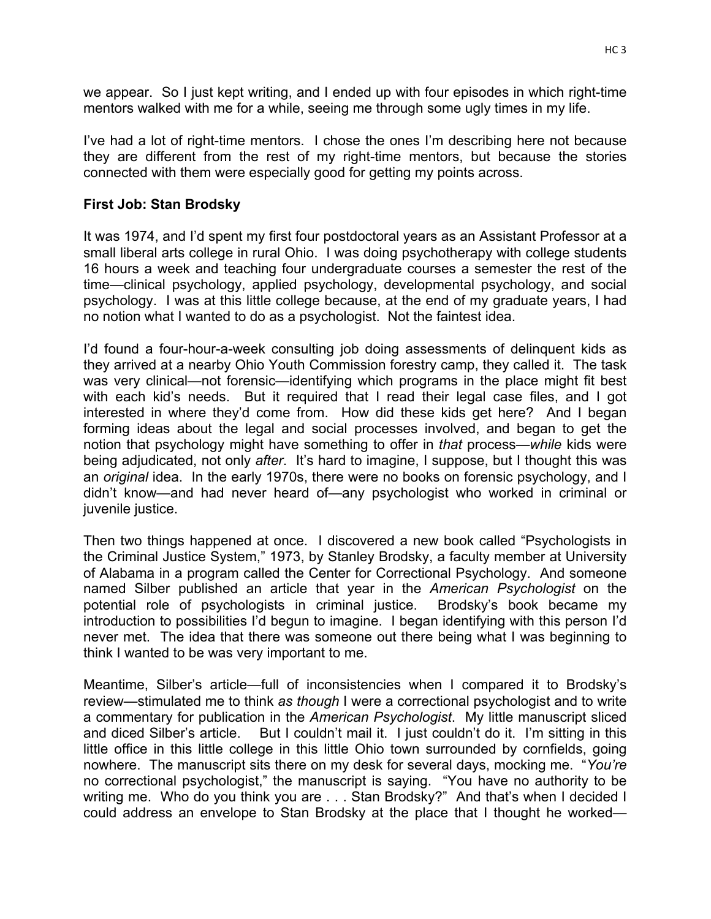we appear. So I just kept writing, and I ended up with four episodes in which right-time mentors walked with me for a while, seeing me through some ugly times in my life.

I've had a lot of right-time mentors. I chose the ones I'm describing here not because they are different from the rest of my right-time mentors, but because the stories connected with them were especially good for getting my points across.

**First Job: Stan Brodsky**

It was 1974, and I'd spent my first four postdoctoral years as an Assistant Professor at a small liberal arts college in rural Ohio. I was doing psychotherapy with college students 16 hours a week and teaching four undergraduate courses a semester the rest of the time—clinical psychology, applied psychology, developmental psychology, and social psychology. I was at this little college because, at the end of my graduate years, I had no notion what I wanted to do as a psychologist. Not the faintest idea.

I'd found a four-hour-a-week consulting job doing assessments of delinquent kids as they arrived at a nearby Ohio Youth Commission forestry camp, they called it. The task was very clinical—not forensic—identifying which programs in the place might fit best with each kid's needs. But it required that I read their legal case files, and I got interested in where they'd come from. How did these kids get here? And I began forming ideas about the legal and social processes involved, and began to get the notion that psychology might have something to offer in *that* process—*while* kids were being adjudicated, not only *after*. It's hard to imagine, I suppose, but I thought this was an *original* idea. In the early 1970s, there were no books on forensic psychology, and I didn't know—and had never heard of—any psychologist who worked in criminal or juvenile justice.

Then two things happened at once. I discovered a new book called "Psychologists in the Criminal Justice System," 1973, by Stanley Brodsky, a faculty member at University of Alabama in a program called the Center for Correctional Psychology. And someone named Silber published an article that year in the *American Psychologist* on the potential role of psychologists in criminal justice. Brodsky's book became my introduction to possibilities I'd begun to imagine. I began identifying with this person I'd never met. The idea that there was someone out there being what I was beginning to think I wanted to be was very important to me.

Meantime, Silber's article—full of inconsistencies when I compared it to Brodsky's review—stimulated me to think *as though* I were a correctional psychologist and to write a commentary for publication in the *American Psychologist*. My little manuscript sliced and diced Silber's article. But I couldn't mail it. I just couldn't do it. I'm sitting in this little office in this little college in this little Ohio town surrounded by cornfields, going nowhere. The manuscript sits there on my desk for several days, mocking me. "*You're* no correctional psychologist," the manuscript is saying. "You have no authority to be writing me. Who do you think you are . . . Stan Brodsky?" And that's when I decided I could address an envelope to Stan Brodsky at the place that I thought he worked—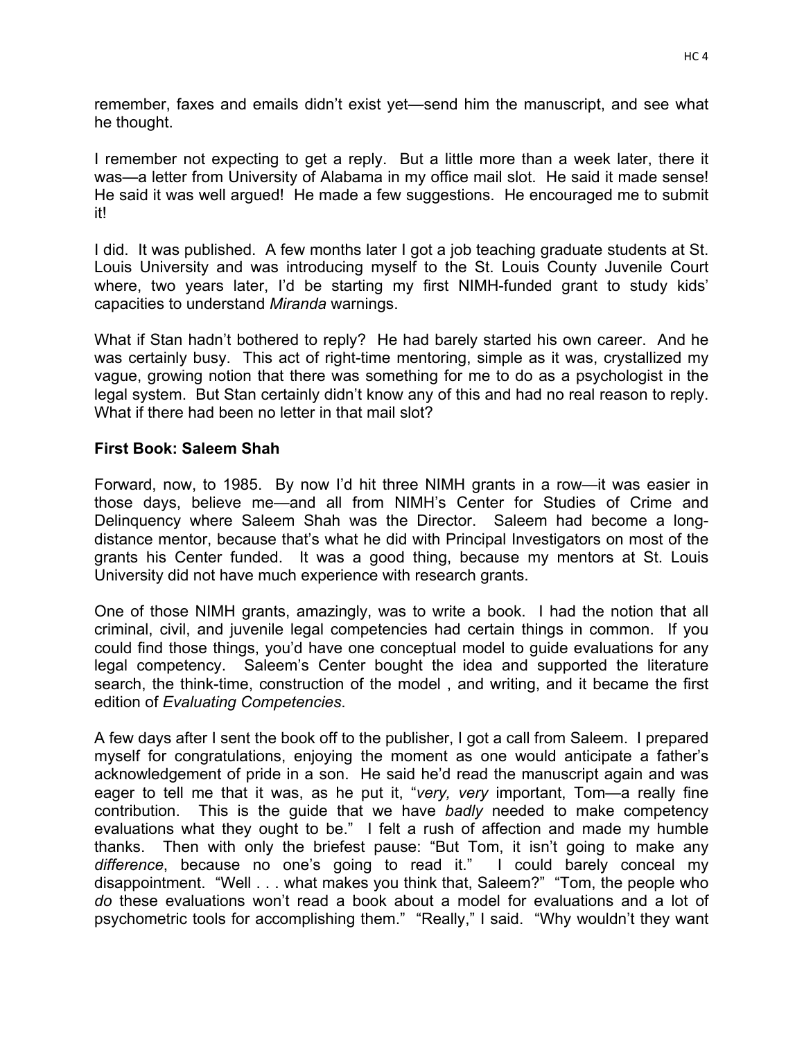remember, faxes and emails didn't exist yet—send him the manuscript, and see what he thought.

I remember not expecting to get a reply. But a little more than a week later, there it was—a letter from University of Alabama in my office mail slot. He said it made sense! He said it was well argued! He made a few suggestions. He encouraged me to submit it!

I did. It was published. A few months later I got a job teaching graduate students at St. Louis University and was introducing myself to the St. Louis County Juvenile Court where, two years later, I'd be starting my first NIMH-funded grant to study kids' capacities to understand *Miranda* warnings.

What if Stan hadn't bothered to reply? He had barely started his own career. And he was certainly busy. This act of right-time mentoring, simple as it was, crystallized my vague, growing notion that there was something for me to do as a psychologist in the legal system. But Stan certainly didn't know any of this and had no real reason to reply. What if there had been no letter in that mail slot?

### First Book: Saleem Shah

Forward, now, to 1985. By now I'd hit three NIMH grants in a row—it was easier in those days, believe me—and all from NIMH's Center for Studies of Crime and Delinquency where Saleem Shah was the Director. Saleem had become a long-distance mentor, because that's what he did with Principal Investigators on most of the grants his Center funded. It was a good thing, because my mentors at St. Louis University did not have much experience with research grants.

One of those NIMH grants, amazingly, was to write a book. I had the notion that all criminal, civil, and juvenile legal competencies had certain things in common. If you could find those things, you'd have one conceptual model to guide evaluations for any legal competency. Saleem's Center bought the idea and supported the literature search, the think-time, construction of the model , and writing, and it became the first edition of *Evaluating Competencies*.

A few days after I sent the book off to the publisher, I got a call from Saleem. I prepared myself for congratulations, enjoying the moment as one would anticipate a father's acknowledgement of pride in a son. He said he'd read the manuscript again and was eager to tell me that it was, as he put it, "*very, very* important, Tom—a really fine contribution. This is the guide that we have *badly* needed to make competency evaluations what they ought to be." I felt a rush of affection and made my humble thanks. Then with only the briefest pause: "But Tom, it isn't going to make any *difference*, because no one's going to read it." I could barely conceal my disappointment. "Well . . . what makes you think that, Saleem?" "Tom, the people who *do* these evaluations won't read a book about a model for evaluations and a lot of psychometric tools for accomplishing them." "Really," I said. "Why wouldn't they want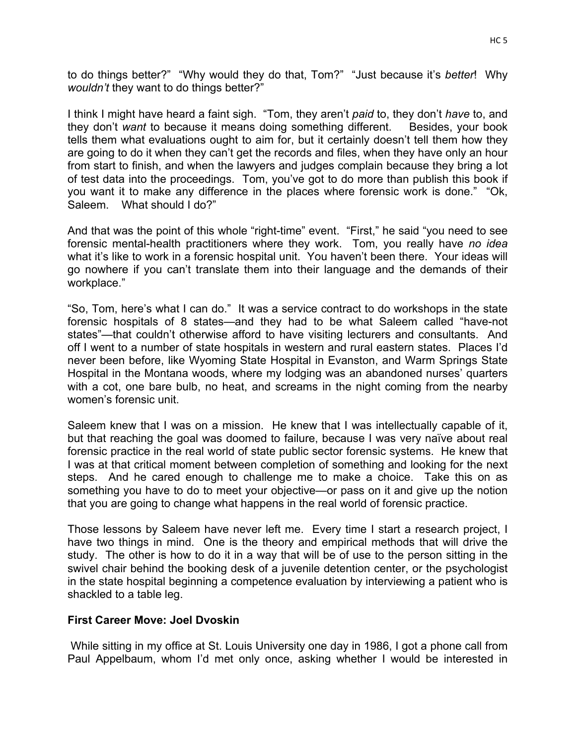to do things better?" "Why would they do that, Tom?" "Just because it's *better*! Why *wouldn't* they want to do things better?"

I think I might have heard a faint sigh. "Tom, they aren't *paid* to, they don't *have* to, and they don't *want* to because it means doing something different. Besides, your book tells them what evaluations ought to aim for, but it certainly doesn't tell them how they are going to do it when they can't get the records and files, when they have only an hour from start to finish, and when the lawyers and judges complain because they bring a lot of test data into the proceedings. Tom, you've got to do more than publish this book if you want it to make any difference in the places where forensic work is done." "Ok, Saleem. What should I do?"

And that was the point of this whole "right-time" event. "First," he said "you need to see forensic mental-health practitioners where they work. Tom, you really have *no idea* what it's like to work in a forensic hospital unit. You haven't been there. Your ideas will go nowhere if you can't translate them into their language and the demands of their workplace."

"So, Tom, here's what I can do." It was a service contract to do workshops in the state forensic hospitals of 8 states—and they had to be what Saleem called "have-not states"—that couldn't otherwise afford to have visiting lecturers and consultants. And off I went to a number of state hospitals in western and rural eastern states. Places I'd never been before, like Wyoming State Hospital in Evanston, and Warm Springs State Hospital in the Montana woods, where my lodging was an abandoned nurses' quarters with a cot, one bare bulb, no heat, and screams in the night coming from the nearby women's forensic unit.

Saleem knew that I was on a mission. He knew that I was intellectually capable of it, but that reaching the goal was doomed to failure, because I was very naïve about real forensic practice in the real world of state public sector forensic systems. He knew that I was at that critical moment between completion of something and looking for the next steps. And he cared enough to challenge me to make a choice. Take this on as something you have to do to meet your objective—or pass on it and give up the notion that you are going to change what happens in the real world of forensic practice.

Those lessons by Saleem have never left me. Every time I start a research project, I have two things in mind. One is the theory and empirical methods that will drive the study. The other is how to do it in a way that will be of use to the person sitting in the swivel chair behind the booking desk of a juvenile detention center, or the psychologist in the state hospital beginning a competence evaluation by interviewing a patient who is shackled to a table leg.

**First Career Move: Joel Dvoskin**

While sitting in my office at St. Louis University one day in 1986, I got a phone call from Paul Appelbaum, whom I'd met only once, asking whether I would be interested in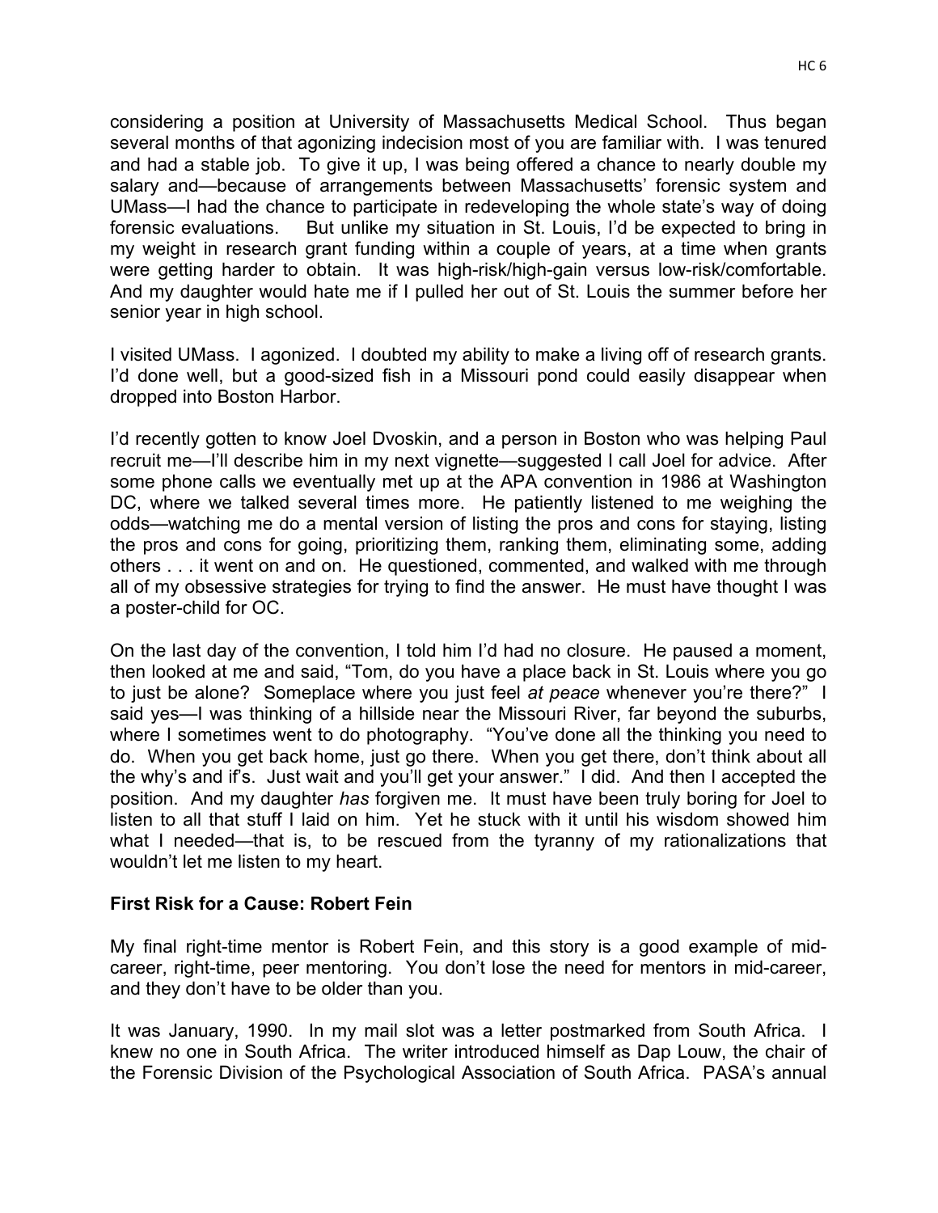considering a position at University of Massachusetts Medical School. Thus began several months of that agonizing indecision most of you are familiar with. I was tenured and had a stable job. To give it up, I was being offered a chance to nearly double my salary and—because of arrangements between Massachusetts' forensic system and UMass—I had the chance to participate in redeveloping the whole state's way of doing forensic evaluations. But unlike my situation in St. Louis, I'd be expected to bring in my weight in research grant funding within a couple of years, at a time when grants were getting harder to obtain. It was high-risk/high-gain versus low-risk/comfortable. And my daughter would hate me if I pulled her out of St. Louis the summer before her senior year in high school.

I visited UMass. I agonized. I doubted my ability to make a living off of research grants. I'd done well, but a good-sized fish in a Missouri pond could easily disappear when dropped into Boston Harbor.

I'd recently gotten to know Joel Dvoskin, and a person in Boston who was helping Paul recruit me—I'll describe him in my next vignette—suggested I call Joel for advice. After some phone calls we eventually met up at the APA convention in 1986 at Washington DC, where we talked several times more. He patiently listened to me weighing the odds—watching me do a mental version of listing the pros and cons for staying, listing the pros and cons for going, prioritizing them, ranking them, eliminating some, adding others . . . it went on and on. He questioned, commented, and walked with me through all of my obsessive strategies for trying to find the answer. He must have thought I was a poster-child for OC.

On the last day of the convention, I told him I'd had no closure. He paused a moment, then looked at me and said, "Tom, do you have a place back in St. Louis where you go to just be alone? Someplace where you just feel *at peace* whenever you're there?" I said yes—I was thinking of a hillside near the Missouri River, far beyond the suburbs, where I sometimes went to do photography. "You've done all the thinking you need to do. When you get back home, just go there. When you get there, don't think about all the why's and if's. Just wait and you'll get your answer." I did. And then I accepted the position. And my daughter *has* forgiven me. It must have been truly boring for Joel to listen to all that stuff I laid on him. Yet he stuck with it until his wisdom showed him what I needed—that is, to be rescued from the tyranny of my rationalizations that wouldn't let me listen to my heart.

**First Risk for a Cause: Robert Fein**

My final right-time mentor is Robert Fein, and this story is a good example of mid-career, right-time, peer mentoring. You don't lose the need for mentors in mid-career, and they don't have to be older than you.

It was January, 1990. In my mail slot was a letter postmarked from South Africa. I knew no one in South Africa. The writer introduced himself as Dap Louw, the chair of the Forensic Division of the Psychological Association of South Africa. PASA's annual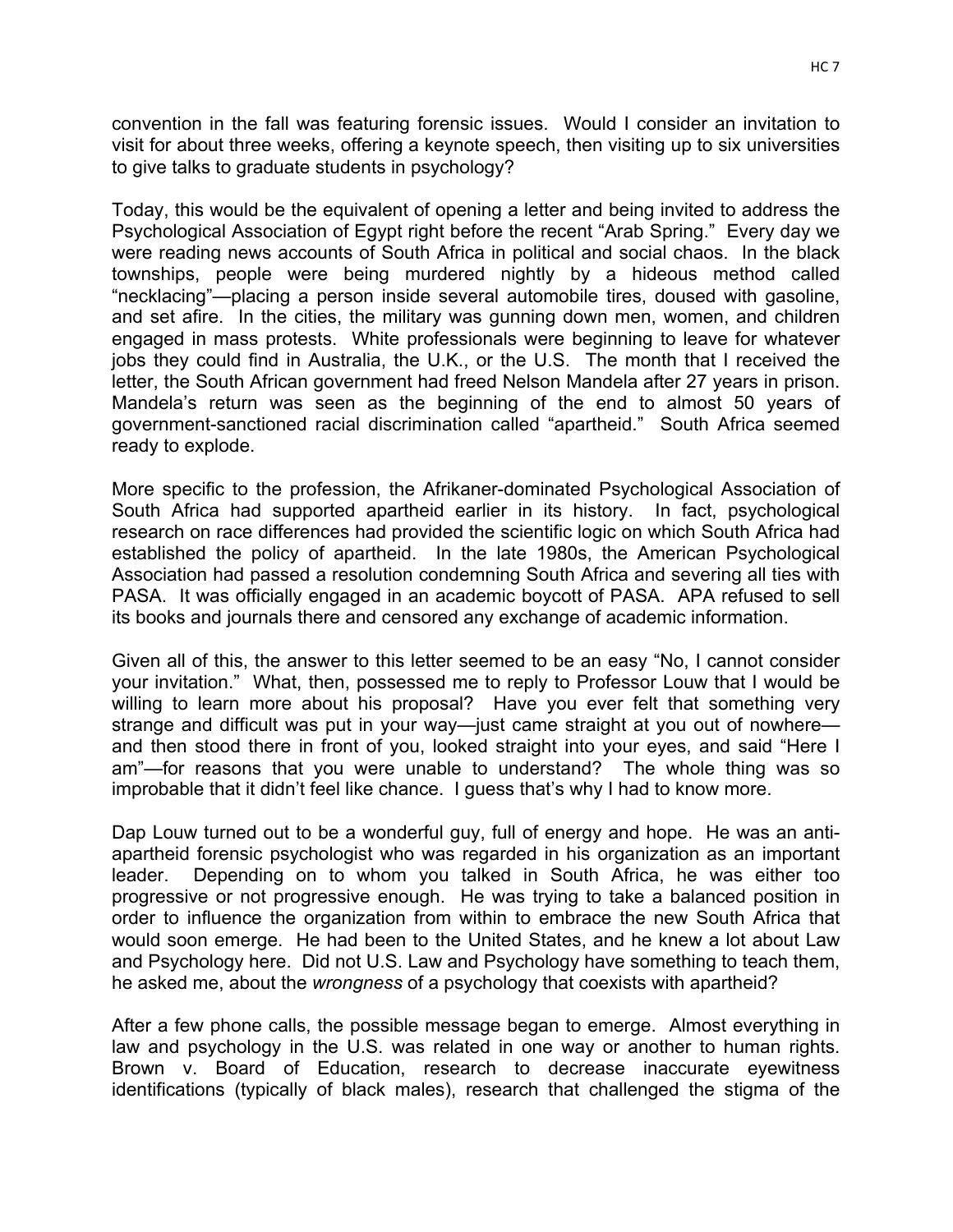convention in the fall was featuring forensic issues. Would I consider an invitation to visit for about three weeks, offering a keynote speech, then visiting up to six universities to give talks to graduate students in psychology?

Today, this would be the equivalent of opening a letter and being invited to address the Psychological Association of Egypt right before the recent "Arab Spring." Every day we were reading news accounts of South Africa in political and social chaos. In the black townships, people were being murdered nightly by a hideous method called "necklacing"—placing a person inside several automobile tires, doused with gasoline, and set afire. In the cities, the military was gunning down men, women, and children engaged in mass protests. White professionals were beginning to leave for whatever jobs they could find in Australia, the U.K., or the U.S. The month that I received the letter, the South African government had freed Nelson Mandela after 27 years in prison. Mandela's return was seen as the beginning of the end to almost 50 years of government-sanctioned racial discrimination called "apartheid." South Africa seemed ready to explode.

More specific to the profession, the Afrikaner-dominated Psychological Association of South Africa had supported apartheid earlier in its history. In fact, psychological research on race differences had provided the scientific logic on which South Africa had established the policy of apartheid. In the late 1980s, the American Psychological Association had passed a resolution condemning South Africa and severing all ties with PASA. It was officially engaged in an academic boycott of PASA. APA refused to sell its books and journals there and censored any exchange of academic information.

Given all of this, the answer to this letter seemed to be an easy "No, I cannot consider your invitation." What, then, possessed me to reply to Professor Louw that I would be willing to learn more about his proposal? Have you ever felt that something very strange and difficult was put in your way—just came straight at you out of nowhere—and then stood there in front of you, looked straight into your eyes, and said "Here I am"—for reasons that you were unable to understand? The whole thing was so improbable that it didn't feel like chance. I guess that's why I had to know more.

Dap Louw turned out to be a wonderful guy, full of energy and hope. He was an anti-apartheid forensic psychologist who was regarded in his organization as an important leader. Depending on to whom you talked in South Africa, he was either too progressive or not progressive enough. He was trying to take a balanced position in order to influence the organization from within to embrace the new South Africa that would soon emerge. He had been to the United States, and he knew a lot about Law and Psychology here. Did not U.S. Law and Psychology have something to teach them, he asked me, about the *wrongness* of a psychology that coexists with apartheid?

After a few phone calls, the possible message began to emerge. Almost everything in law and psychology in the U.S. was related in one way or another to human rights. Brown v. Board of Education, research to decrease inaccurate eyewitness identifications (typically of black males), research that challenged the stigma of the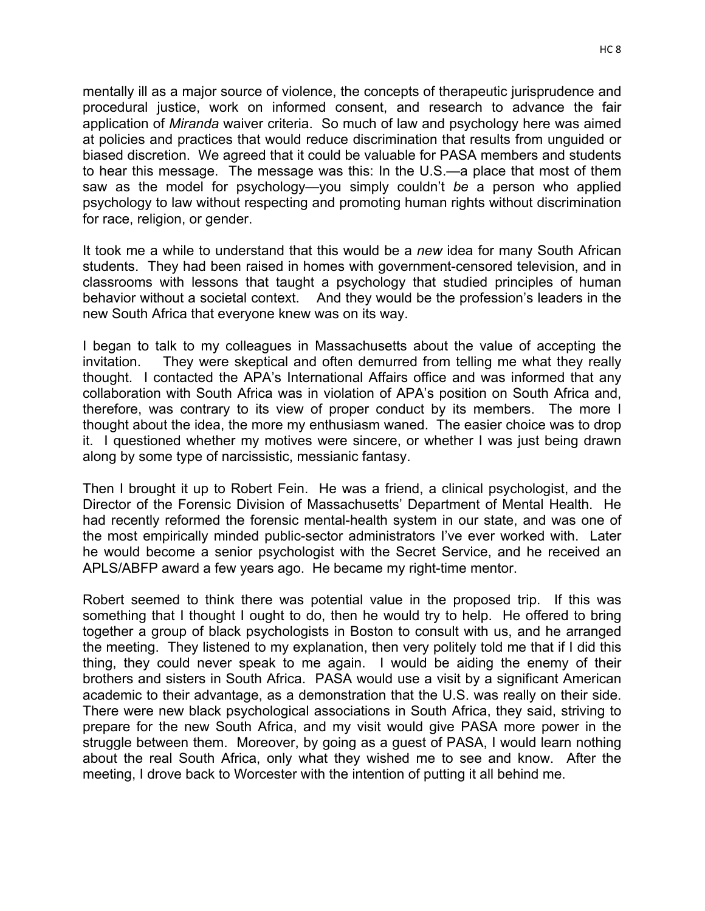mentally ill as a major source of violence, the concepts of therapeutic jurisprudence and procedural justice, work on informed consent, and research to advance the fair application of *Miranda* waiver criteria. So much of law and psychology here was aimed at policies and practices that would reduce discrimination that results from unguided or biased discretion. We agreed that it could be valuable for PASA members and students to hear this message. The message was this: In the U.S.—a place that most of them saw as the model for psychology—you simply couldn't *be* a person who applied psychology to law without respecting and promoting human rights without discrimination for race, religion, or gender.

It took me a while to understand that this would be a *new* idea for many South African students. They had been raised in homes with government-censored television, and in classrooms with lessons that taught a psychology that studied principles of human behavior without a societal context. And they would be the profession's leaders in the new South Africa that everyone knew was on its way.

I began to talk to my colleagues in Massachusetts about the value of accepting the invitation. They were skeptical and often demurred from telling me what they really thought. I contacted the APA's International Affairs office and was informed that any collaboration with South Africa was in violation of APA's position on South Africa and, therefore, was contrary to its view of proper conduct by its members. The more I thought about the idea, the more my enthusiasm waned. The easier choice was to drop it. I questioned whether my motives were sincere, or whether I was just being drawn along by some type of narcissistic, messianic fantasy.

Then I brought it up to Robert Fein. He was a friend, a clinical psychologist, and the Director of the Forensic Division of Massachusetts' Department of Mental Health. He had recently reformed the forensic mental-health system in our state, and was one of the most empirically minded public-sector administrators I've ever worked with. Later he would become a senior psychologist with the Secret Service, and he received an APLS/ABFP award a few years ago. He became my right-time mentor.

Robert seemed to think there was potential value in the proposed trip. If this was something that I thought I ought to do, then he would try to help. He offered to bring together a group of black psychologists in Boston to consult with us, and he arranged the meeting. They listened to my explanation, then very politely told me that if I did this thing, they could never speak to me again. I would be aiding the enemy of their brothers and sisters in South Africa. PASA would use a visit by a significant American academic to their advantage, as a demonstration that the U.S. was really on their side. There were new black psychological associations in South Africa, they said, striving to prepare for the new South Africa, and my visit would give PASA more power in the struggle between them. Moreover, by going as a guest of PASA, I would learn nothing about the real South Africa, only what they wished me to see and know. After the meeting, I drove back to Worcester with the intention of putting it all behind me.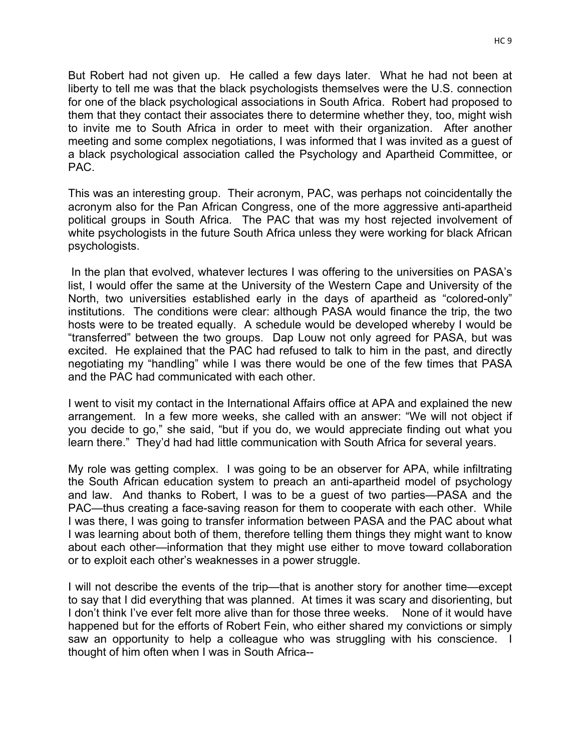But Robert had not given up. He called a few days later. What he had not been at liberty to tell me was that the black psychologists themselves were the U.S. connection for one of the black psychological associations in South Africa. Robert had proposed to them that they contact their associates there to determine whether they, too, might wish to invite me to South Africa in order to meet with their organization. After another meeting and some complex negotiations, I was informed that I was invited as a guest of a black psychological association called the Psychology and Apartheid Committee, or PAC.

This was an interesting group. Their acronym, PAC, was perhaps not coincidentally the acronym also for the Pan African Congress, one of the more aggressive anti-apartheid political groups in South Africa. The PAC that was my host rejected involvement of white psychologists in the future South Africa unless they were working for black African psychologists.

In the plan that evolved, whatever lectures I was offering to the universities on PASA's list, I would offer the same at the University of the Western Cape and University of the North, two universities established early in the days of apartheid as "colored-only" institutions. The conditions were clear: although PASA would finance the trip, the two hosts were to be treated equally. A schedule would be developed whereby I would be "transferred" between the two groups. Dap Louw not only agreed for PASA, but was excited. He explained that the PAC had refused to talk to him in the past, and directly negotiating my "handling" while I was there would be one of the few times that PASA and the PAC had communicated with each other.

I went to visit my contact in the International Affairs office at APA and explained the new arrangement. In a few more weeks, she called with an answer: "We will not object if you decide to go," she said, "but if you do, we would appreciate finding out what you learn there." They'd had had little communication with South Africa for several years.

My role was getting complex. I was going to be an observer for APA, while infiltrating the South African education system to preach an anti-apartheid model of psychology and law. And thanks to Robert, I was to be a guest of two parties—PASA and the PAC—thus creating a face-saving reason for them to cooperate with each other. While I was there, I was going to transfer information between PASA and the PAC about what I was learning about both of them, therefore telling them things they might want to know about each other—information that they might use either to move toward collaboration or to exploit each other's weaknesses in a power struggle.

I will not describe the events of the trip—that is another story for another time—except to say that I did everything that was planned. At times it was scary and disorienting, but I don't think I've ever felt more alive than for those three weeks. None of it would have happened but for the efforts of Robert Fein, who either shared my convictions or simply saw an opportunity to help a colleague who was struggling with his conscience. I thought of him often when I was in South Africa--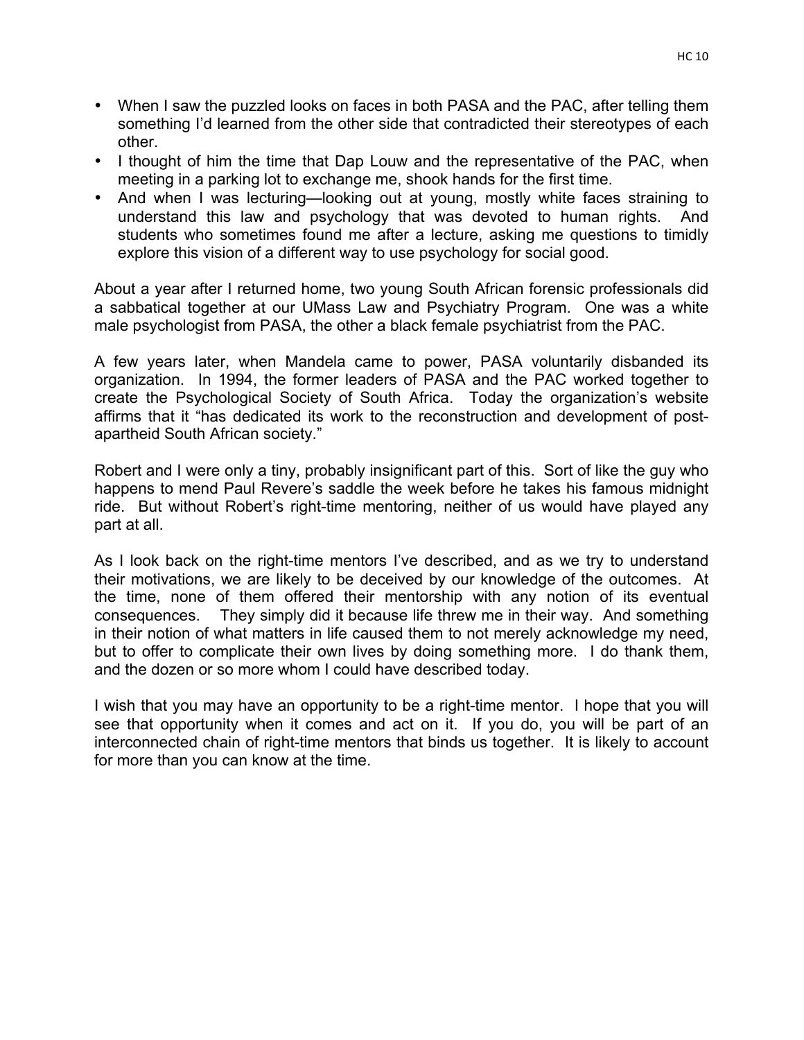- When I saw the puzzled looks on faces in both PASA and the PAC, after telling them something I'd learned from the other side that contradicted their stereotypes of each other.
- I thought of him the time that Dap Louw and the representative of the PAC, when meeting in a parking lot to exchange me, shook hands for the first time.
- And when I was lecturing—looking out at young, mostly white faces straining to understand this law and psychology that was devoted to human rights. And students who sometimes found me after a lecture, asking me questions to timidly explore this vision of a different way to use psychology for social good.

About a year after I returned home, two young South African forensic professionals did a sabbatical together at our UMass Law and Psychiatry Program. One was a white male psychologist from PASA, the other a black female psychiatrist from the PAC.

A few years later, when Mandela came to power, PASA voluntarily disbanded its organization. In 1994, the former leaders of PASA and the PAC worked together to create the Psychological Society of South Africa. Today the organization's website affirms that it "has dedicated its work to the reconstruction and development of post-apartheid South African society."

Robert and I were only a tiny, probably insignificant part of this. Sort of like the guy who happens to mend Paul Revere's saddle the week before he takes his famous midnight ride. But without Robert's right-time mentoring, neither of us would have played any part at all.

As I look back on the right-time mentors I've described, and as we try to understand their motivations, we are likely to be deceived by our knowledge of the outcomes. At the time, none of them offered their mentorship with any notion of its eventual consequences. They simply did it because life threw me in their way. And something in their notion of what matters in life caused them to not merely acknowledge my need, but to offer to complicate their own lives by doing something more. I do thank them, and the dozen or so more whom I could have described today.

I wish that you may have an opportunity to be a right-time mentor. I hope that you will see that opportunity when it comes and act on it. If you do, you will be part of an interconnected chain of right-time mentors that binds us together. It is likely to account for more than you can know at the time.